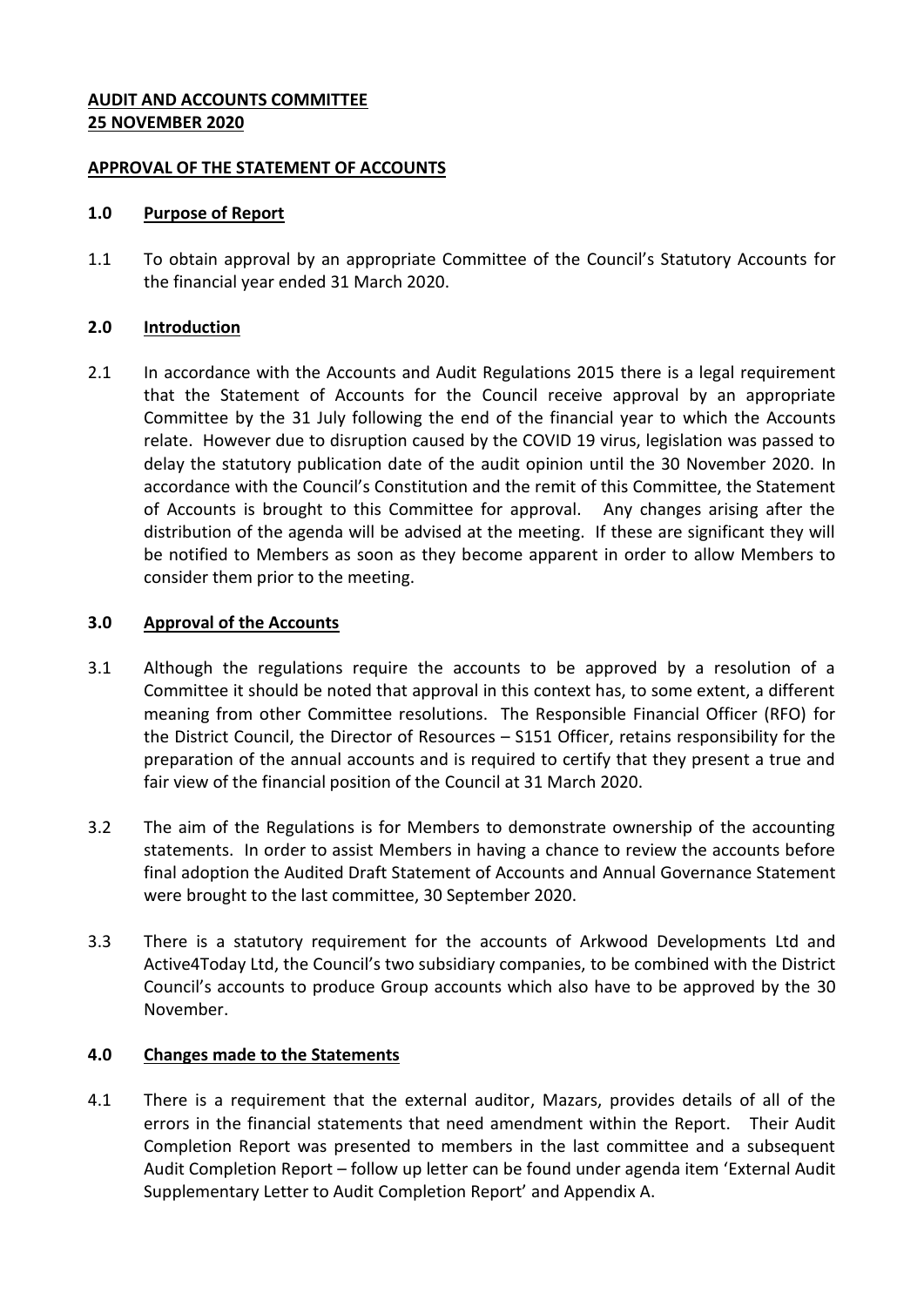**AUDIT AND ACCOUNTS COMMITTEE**
**25 NOVEMBER 2020**

**APPROVAL OF THE STATEMENT OF ACCOUNTS**

**1.0 Purpose of Report**

1.1 To obtain approval by an appropriate Committee of the Council's Statutory Accounts for the financial year ended 31 March 2020.

**2.0 Introduction**

2.1 In accordance with the Accounts and Audit Regulations 2015 there is a legal requirement that the Statement of Accounts for the Council receive approval by an appropriate Committee by the 31 July following the end of the financial year to which the Accounts relate. However due to disruption caused by the COVID 19 virus, legislation was passed to delay the statutory publication date of the audit opinion until the 30 November 2020. In accordance with the Council's Constitution and the remit of this Committee, the Statement of Accounts is brought to this Committee for approval. Any changes arising after the distribution of the agenda will be advised at the meeting. If these are significant they will be notified to Members as soon as they become apparent in order to allow Members to consider them prior to the meeting.

**3.0 Approval of the Accounts**

3.1 Although the regulations require the accounts to be approved by a resolution of a Committee it should be noted that approval in this context has, to some extent, a different meaning from other Committee resolutions. The Responsible Financial Officer (RFO) for the District Council, the Director of Resources – S151 Officer, retains responsibility for the preparation of the annual accounts and is required to certify that they present a true and fair view of the financial position of the Council at 31 March 2020.

3.2 The aim of the Regulations is for Members to demonstrate ownership of the accounting statements. In order to assist Members in having a chance to review the accounts before final adoption the Audited Draft Statement of Accounts and Annual Governance Statement were brought to the last committee, 30 September 2020.

3.3 There is a statutory requirement for the accounts of Arkwood Developments Ltd and Active4Today Ltd, the Council's two subsidiary companies, to be combined with the District Council's accounts to produce Group accounts which also have to be approved by the 30 November.

**4.0 Changes made to the Statements**

4.1 There is a requirement that the external auditor, Mazars, provides details of all of the errors in the financial statements that need amendment within the Report. Their Audit Completion Report was presented to members in the last committee and a subsequent Audit Completion Report – follow up letter can be found under agenda item 'External Audit Supplementary Letter to Audit Completion Report' and Appendix A.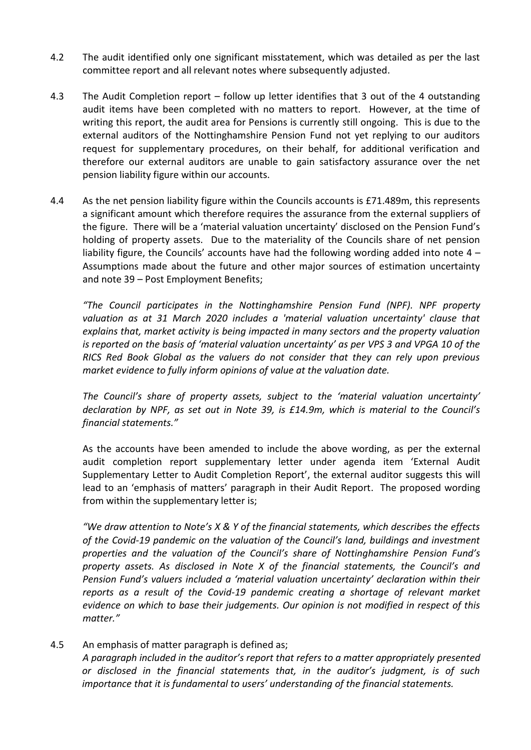4.2 The audit identified only one significant misstatement, which was detailed as per the last committee report and all relevant notes where subsequently adjusted.

4.3 The Audit Completion report – follow up letter identifies that 3 out of the 4 outstanding audit items have been completed with no matters to report. However, at the time of writing this report, the audit area for Pensions is currently still ongoing. This is due to the external auditors of the Nottinghamshire Pension Fund not yet replying to our auditors request for supplementary procedures, on their behalf, for additional verification and therefore our external auditors are unable to gain satisfactory assurance over the net pension liability figure within our accounts.

4.4 As the net pension liability figure within the Councils accounts is £71.489m, this represents a significant amount which therefore requires the assurance from the external suppliers of the figure. There will be a 'material valuation uncertainty' disclosed on the Pension Fund's holding of property assets. Due to the materiality of the Councils share of net pension liability figure, the Councils' accounts have had the following wording added into note 4 – Assumptions made about the future and other major sources of estimation uncertainty and note 39 – Post Employment Benefits;

*"The Council participates in the Nottinghamshire Pension Fund (NPF). NPF property valuation as at 31 March 2020 includes a 'material valuation uncertainty' clause that explains that, market activity is being impacted in many sectors and the property valuation is reported on the basis of 'material valuation uncertainty' as per VPS 3 and VPGA 10 of the RICS Red Book Global as the valuers do not consider that they can rely upon previous market evidence to fully inform opinions of value at the valuation date.*

*The Council's share of property assets, subject to the 'material valuation uncertainty' declaration by NPF, as set out in Note 39, is £14.9m, which is material to the Council's financial statements."*

As the accounts have been amended to include the above wording, as per the external audit completion report supplementary letter under agenda item 'External Audit Supplementary Letter to Audit Completion Report', the external auditor suggests this will lead to an 'emphasis of matters' paragraph in their Audit Report. The proposed wording from within the supplementary letter is;

*"We draw attention to Note's X & Y of the financial statements, which describes the effects of the Covid-19 pandemic on the valuation of the Council's land, buildings and investment properties and the valuation of the Council's share of Nottinghamshire Pension Fund's property assets. As disclosed in Note X of the financial statements, the Council's and Pension Fund's valuers included a 'material valuation uncertainty' declaration within their reports as a result of the Covid-19 pandemic creating a shortage of relevant market evidence on which to base their judgements. Our opinion is not modified in respect of this matter."*

4.5 An emphasis of matter paragraph is defined as;
*A paragraph included in the auditor's report that refers to a matter appropriately presented or disclosed in the financial statements that, in the auditor's judgment, is of such importance that it is fundamental to users' understanding of the financial statements.*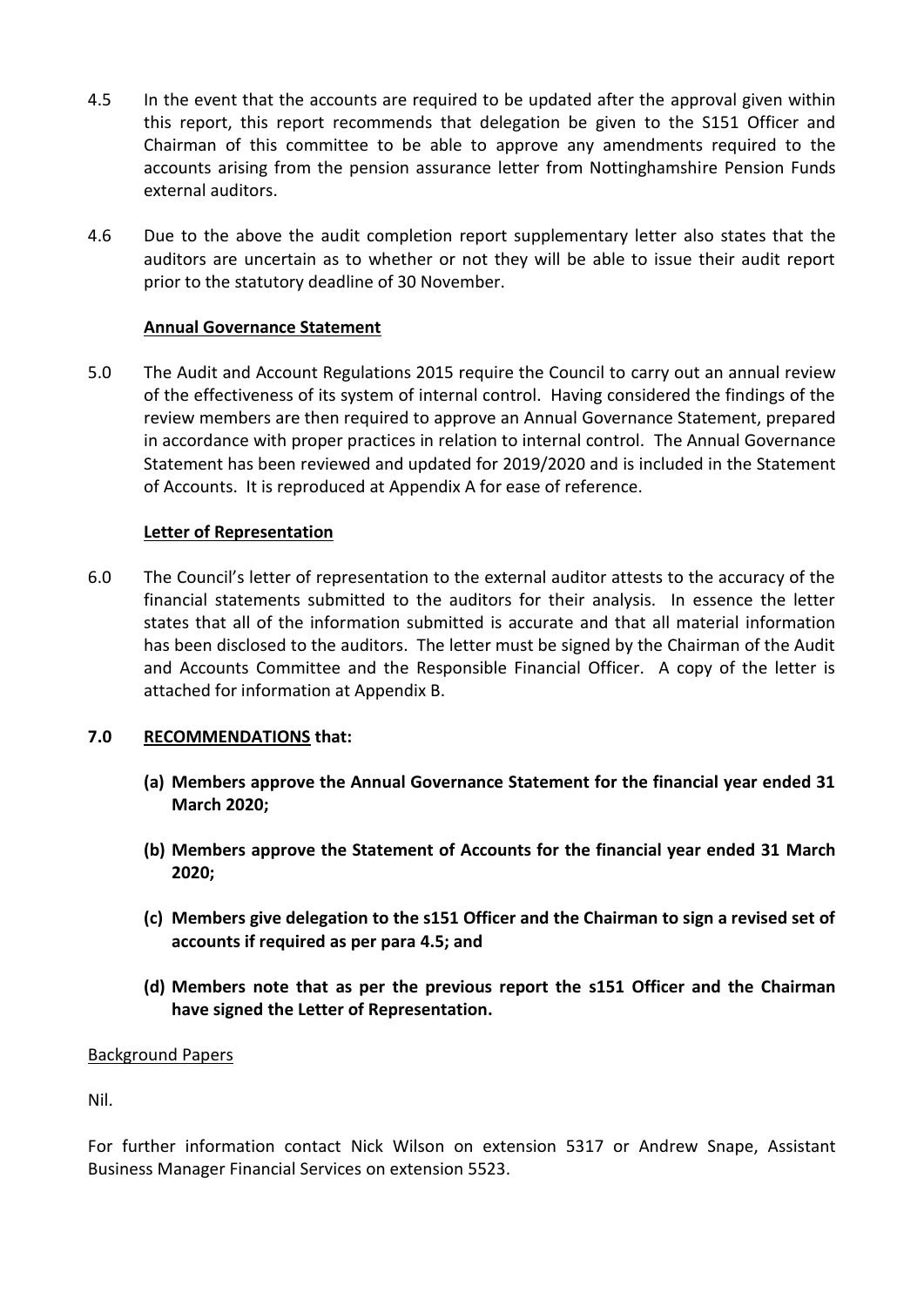4.5 In the event that the accounts are required to be updated after the approval given within this report, this report recommends that delegation be given to the S151 Officer and Chairman of this committee to be able to approve any amendments required to the accounts arising from the pension assurance letter from Nottinghamshire Pension Funds external auditors.

4.6 Due to the above the audit completion report supplementary letter also states that the auditors are uncertain as to whether or not they will be able to issue their audit report prior to the statutory deadline of 30 November.

**Annual Governance Statement**

5.0 The Audit and Account Regulations 2015 require the Council to carry out an annual review of the effectiveness of its system of internal control. Having considered the findings of the review members are then required to approve an Annual Governance Statement, prepared in accordance with proper practices in relation to internal control. The Annual Governance Statement has been reviewed and updated for 2019/2020 and is included in the Statement of Accounts. It is reproduced at Appendix A for ease of reference.

**Letter of Representation**

6.0 The Council's letter of representation to the external auditor attests to the accuracy of the financial statements submitted to the auditors for their analysis. In essence the letter states that all of the information submitted is accurate and that all material information has been disclosed to the auditors. The letter must be signed by the Chairman of the Audit and Accounts Committee and the Responsible Financial Officer. A copy of the letter is attached for information at Appendix B.

**7.0 RECOMMENDATIONS that:**

**(a) Members approve the Annual Governance Statement for the financial year ended 31 March 2020;**

**(b) Members approve the Statement of Accounts for the financial year ended 31 March 2020;**

**(c) Members give delegation to the s151 Officer and the Chairman to sign a revised set of accounts if required as per para 4.5; and**

**(d) Members note that as per the previous report the s151 Officer and the Chairman have signed the Letter of Representation.**

Background Papers

Nil.

For further information contact Nick Wilson on extension 5317 or Andrew Snape, Assistant Business Manager Financial Services on extension 5523.